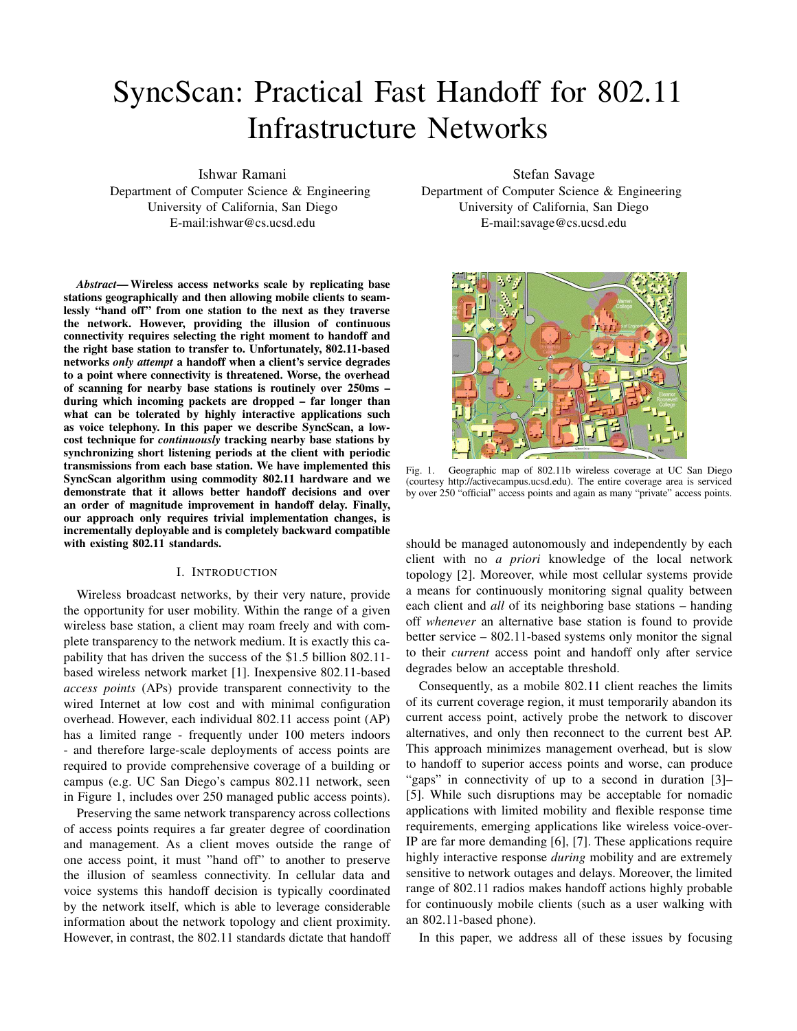# SyncScan: Practical Fast Handoff for 802.11 Infrastructure Networks

Ishwar Ramani
Department of Computer Science & Engineering
University of California, San Diego
E-mail:ishwar@cs.ucsd.edu

Stefan Savage
Department of Computer Science & Engineering
University of California, San Diego
E-mail:savage@cs.ucsd.edu

***Abstract*— Wireless access networks scale by replicating base stations geographically and then allowing mobile clients to seamlessly "hand off" from one station to the next as they traverse the network. However, providing the illusion of continuous connectivity requires selecting the right moment to handoff and the right base station to transfer to. Unfortunately, 802.11-based networks *only attempt* a handoff when a client's service degrades to a point where connectivity is threatened. Worse, the overhead of scanning for nearby base stations is routinely over 250ms – during which incoming packets are dropped – far longer than what can be tolerated by highly interactive applications such as voice telephony. In this paper we describe SyncScan, a low-cost technique for *continuously* tracking nearby base stations by synchronizing short listening periods at the client with periodic transmissions from each base station. We have implemented this SyncScan algorithm using commodity 802.11 hardware and we demonstrate that it allows better handoff decisions and over an order of magnitude improvement in handoff delay. Finally, our approach only requires trivial implementation changes, is incrementally deployable and is completely backward compatible with existing 802.11 standards.**

## I. Introduction

Wireless broadcast networks, by their very nature, provide the opportunity for user mobility. Within the range of a given wireless base station, a client may roam freely and with complete transparency to the network medium. It is exactly this capability that has driven the success of the $1.5 billion 802.11-based wireless network market [1]. Inexpensive 802.11-based *access points* (APs) provide transparent connectivity to the wired Internet at low cost and with minimal configuration overhead. However, each individual 802.11 access point (AP) has a limited range - frequently under 100 meters indoors - and therefore large-scale deployments of access points are required to provide comprehensive coverage of a building or campus (e.g. UC San Diego's campus 802.11 network, seen in Figure 1, includes over 250 managed public access points).

Preserving the same network transparency across collections of access points requires a far greater degree of coordination and management. As a client moves outside the range of one access point, it must "hand off" to another to preserve the illusion of seamless connectivity. In cellular data and voice systems this handoff decision is typically coordinated by the network itself, which is able to leverage considerable information about the network topology and client proximity. However, in contrast, the 802.11 standards dictate that handoff should be managed autonomously and independently by each client with no *a priori* knowledge of the local network topology [2]. Moreover, while most cellular systems provide a means for continuously monitoring signal quality between each client and *all* of its neighboring base stations – handing off *whenever* an alternative base station is found to provide better service – 802.11-based systems only monitor the signal to their *current* access point and handoff only after service degrades below an acceptable threshold.

Fig. 1. Geographic map of 802.11b wireless coverage at UC San Diego (courtesy http://activecampus.ucsd.edu). The entire coverage area is serviced by over 250 "official" access points and again as many "private" access points.

Consequently, as a mobile 802.11 client reaches the limits of its current coverage region, it must temporarily abandon its current access point, actively probe the network to discover alternatives, and only then reconnect to the current best AP. This approach minimizes management overhead, but is slow to handoff to superior access points and worse, can produce "gaps" in connectivity of up to a second in duration [3]–[5]. While such disruptions may be acceptable for nomadic applications with limited mobility and flexible response time requirements, emerging applications like wireless voice-over-IP are far more demanding [6], [7]. These applications require highly interactive response *during* mobility and are extremely sensitive to network outages and delays. Moreover, the limited range of 802.11 radios makes handoff actions highly probable for continuously mobile clients (such as a user walking with an 802.11-based phone).

In this paper, we address all of these issues by focusing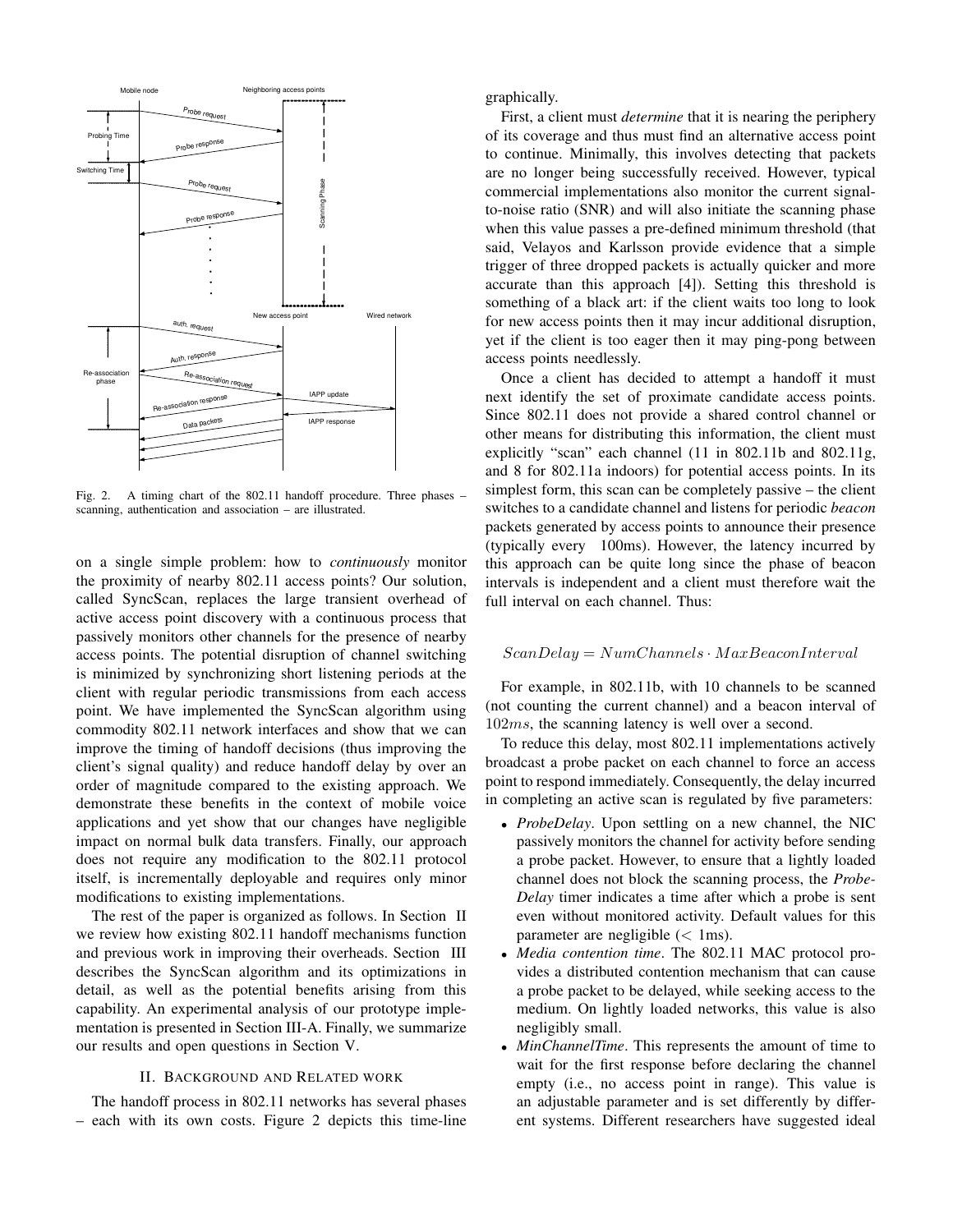Fig. 2. A timing chart of the 802.11 handoff procedure. Three phases – scanning, authentication and association – are illustrated.

on a single simple problem: how to *continuously* monitor the proximity of nearby 802.11 access points? Our solution, called SyncScan, replaces the large transient overhead of active access point discovery with a continuous process that passively monitors other channels for the presence of nearby access points. The potential disruption of channel switching is minimized by synchronizing short listening periods at the client with regular periodic transmissions from each access point. We have implemented the SyncScan algorithm using commodity 802.11 network interfaces and show that we can improve the timing of handoff decisions (thus improving the client's signal quality) and reduce handoff delay by over an order of magnitude compared to the existing approach. We demonstrate these benefits in the context of mobile voice applications and yet show that our changes have negligible impact on normal bulk data transfers. Finally, our approach does not require any modification to the 802.11 protocol itself, is incrementally deployable and requires only minor modifications to existing implementations.

The rest of the paper is organized as follows. In Section II we review how existing 802.11 handoff mechanisms function and previous work in improving their overheads. Section III describes the SyncScan algorithm and its optimizations in detail, as well as the potential benefits arising from this capability. An experimental analysis of our prototype implementation is presented in Section III-A. Finally, we summarize our results and open questions in Section V.

## II. Background and Related work

The handoff process in 802.11 networks has several phases – each with its own costs. Figure 2 depicts this time-line graphically.

First, a client must *determine* that it is nearing the periphery of its coverage and thus must find an alternative access point to continue. Minimally, this involves detecting that packets are no longer being successfully received. However, typical commercial implementations also monitor the current signal-to-noise ratio (SNR) and will also initiate the scanning phase when this value passes a pre-defined minimum threshold (that said, Velayos and Karlsson provide evidence that a simple trigger of three dropped packets is actually quicker and more accurate than this approach [4]). Setting this threshold is something of a black art: if the client waits too long to look for new access points then it may incur additional disruption, yet if the client is too eager then it may ping-pong between access points needlessly.

Once a client has decided to attempt a handoff it must next identify the set of proximate candidate access points. Since 802.11 does not provide a shared control channel or other means for distributing this information, the client must explicitly "scan" each channel (11 in 802.11b and 802.11g, and 8 for 802.11a indoors) for potential access points. In its simplest form, this scan can be completely passive – the client switches to a candidate channel and listens for periodic *beacon* packets generated by access points to announce their presence (typically every 100ms). However, the latency incurred by this approach can be quite long since the phase of beacon intervals is independent and a client must therefore wait the full interval on each channel. Thus:

$$ScanDelay = NumChannels \cdot MaxBeaconInterval$$

For example, in 802.11b, with 10 channels to be scanned (not counting the current channel) and a beacon interval of $102ms$, the scanning latency is well over a second.

To reduce this delay, most 802.11 implementations actively broadcast a probe packet on each channel to force an access point to respond immediately. Consequently, the delay incurred in completing an active scan is regulated by five parameters:

- *ProbeDelay*. Upon settling on a new channel, the NIC passively monitors the channel for activity before sending a probe packet. However, to ensure that a lightly loaded channel does not block the scanning process, the *ProbeDelay* timer indicates a time after which a probe is sent even without monitored activity. Default values for this parameter are negligible ($< 1$ms).
- *Media contention time*. The 802.11 MAC protocol provides a distributed contention mechanism that can cause a probe packet to be delayed, while seeking access to the medium. On lightly loaded networks, this value is also negligibly small.
- *MinChannelTime*. This represents the amount of time to wait for the first response before declaring the channel empty (i.e., no access point in range). This value is an adjustable parameter and is set differently by different systems. Different researchers have suggested ideal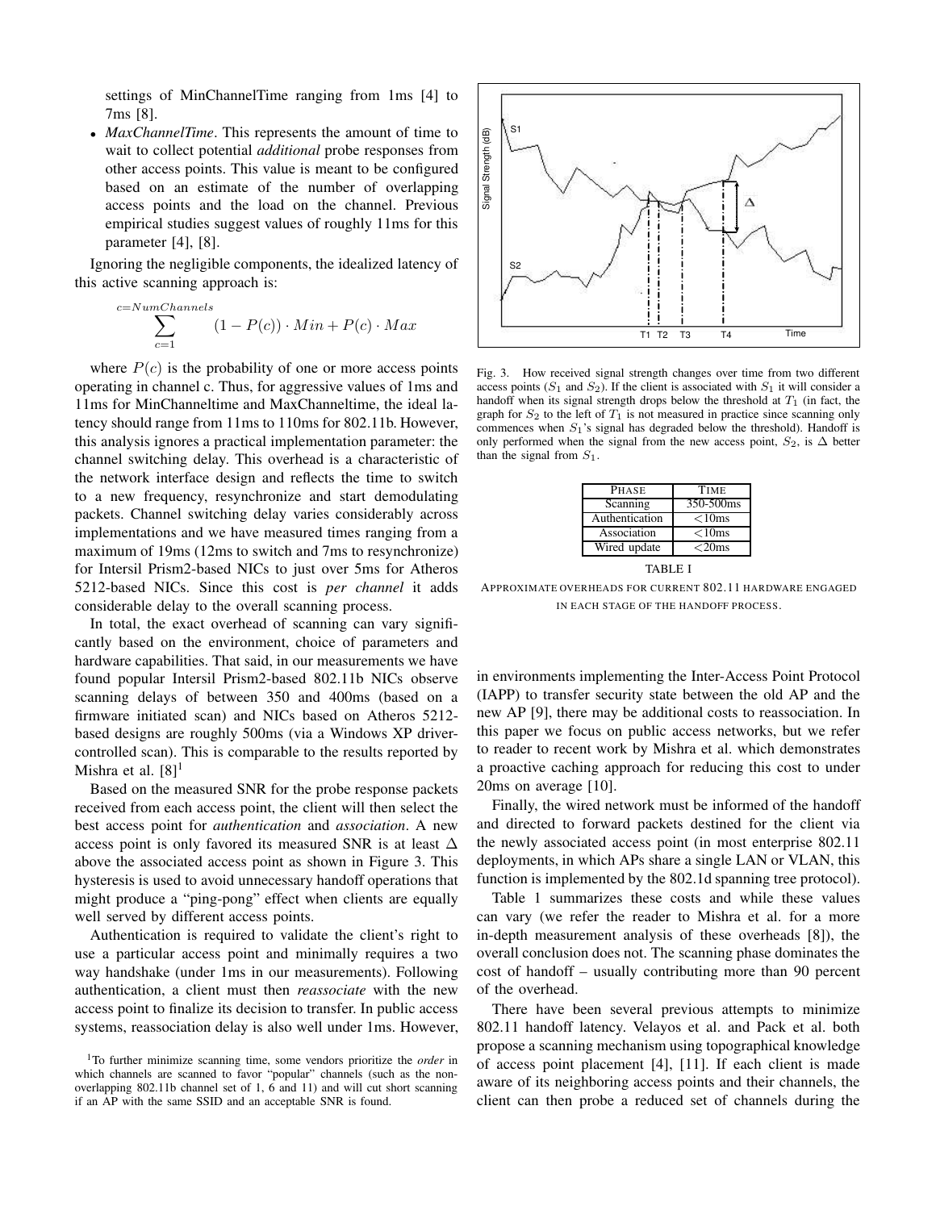settings of MinChannelTime ranging from 1ms [4] to 7ms [8].

- *MaxChannelTime*. This represents the amount of time to wait to collect potential *additional* probe responses from other access points. This value is meant to be configured based on an estimate of the number of overlapping access points and the load on the channel. Previous empirical studies suggest values of roughly 11ms for this parameter [4], [8].

Ignoring the negligible components, the idealized latency of this active scanning approach is:

$$\sum_{c=1}^{c=NumChannels} (1 - P(c)) \cdot Min + P(c) \cdot Max$$

where $P(c)$ is the probability of one or more access points operating in channel c. Thus, for aggressive values of 1ms and 11ms for MinChanneltime and MaxChanneltime, the ideal latency should range from 11ms to 110ms for 802.11b. However, this analysis ignores a practical implementation parameter: the channel switching delay. This overhead is a characteristic of the network interface design and reflects the time to switch to a new frequency, resynchronize and start demodulating packets. Channel switching delay varies considerably across implementations and we have measured times ranging from a maximum of 19ms (12ms to switch and 7ms to resynchronize) for Intersil Prism2-based NICs to just over 5ms for Atheros 5212-based NICs. Since this cost is *per channel* it adds considerable delay to the overall scanning process.

In total, the exact overhead of scanning can vary significantly based on the environment, choice of parameters and hardware capabilities. That said, in our measurements we have found popular Intersil Prism2-based 802.11b NICs observe scanning delays of between 350 and 400ms (based on a firmware initiated scan) and NICs based on Atheros 5212-based designs are roughly 500ms (via a Windows XP driver-controlled scan). This is comparable to the results reported by Mishra et al. [8][1]

Based on the measured SNR for the probe response packets received from each access point, the client will then select the best access point for *authentication* and *association*. A new access point is only favored its measured SNR is at least $\Delta$ above the associated access point as shown in Figure 3. This hysteresis is used to avoid unnecessary handoff operations that might produce a "ping-pong" effect when clients are equally well served by different access points.

Authentication is required to validate the client's right to use a particular access point and minimally requires a two way handshake (under 1ms in our measurements). Following authentication, a client must then *reassociate* with the new access point to finalize its decision to transfer. In public access systems, reassociation delay is also well under 1ms. However, in environments implementing the Inter-Access Point Protocol (IAPP) to transfer security state between the old AP and the new AP [9], there may be additional costs to reassociation. In this paper we focus on public access networks, but we refer to reader to recent work by Mishra et al. which demonstrates a proactive caching approach for reducing this cost to under 20ms on average [10].

[1] To further minimize scanning time, some vendors prioritize the *order* in which channels are scanned to favor "popular" channels (such as the non-overlapping 802.11b channel set of 1, 6 and 11) and will cut short scanning if an AP with the same SSID and an acceptable SNR is found.

Fig. 3. How received signal strength changes over time from two different access points ($S_1$ and $S_2$). If the client is associated with $S_1$ it will consider a handoff when its signal strength drops below the threshold at $T_1$ (in fact, the graph for $S_2$ to the left of $T_1$ is not measured in practice since scanning only commences when $S_1$'s signal has degraded below the threshold). Handoff is only performed when the signal from the new access point, $S_2$, is $\Delta$ better than the signal from $S_1$.

| PHASE | TIME |
|---|---|
| Scanning | 350-500ms |
| Authentication | <10ms |
| Association | <10ms |
| Wired update | <20ms |

TABLE I

APPROXIMATE OVERHEADS FOR CURRENT 802.11 HARDWARE ENGAGED IN EACH STAGE OF THE HANDOFF PROCESS.

Finally, the wired network must be informed of the handoff and directed to forward packets destined for the client via the newly associated access point (in most enterprise 802.11 deployments, in which APs share a single LAN or VLAN, this function is implemented by the 802.1d spanning tree protocol).

Table 1 summarizes these costs and while these values can vary (we refer the reader to Mishra et al. for a more in-depth measurement analysis of these overheads [8]), the overall conclusion does not. The scanning phase dominates the cost of handoff – usually contributing more than 90 percent of the overhead.

There have been several previous attempts to minimize 802.11 handoff latency. Velayos et al. and Pack et al. both propose a scanning mechanism using topographical knowledge of access point placement [4], [11]. If each client is made aware of its neighboring access points and their channels, the client can then probe a reduced set of channels during the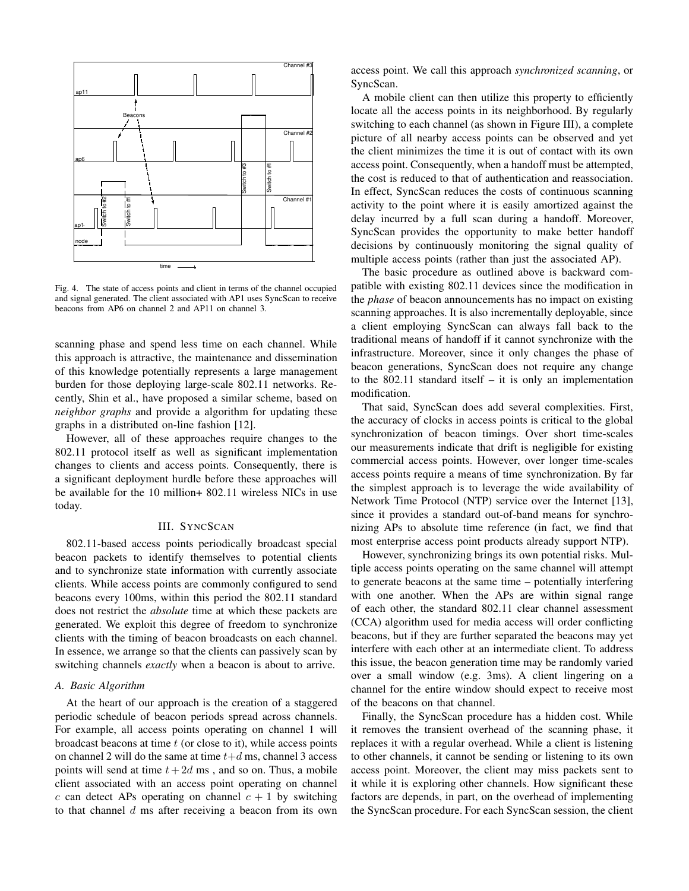Fig. 4. The state of access points and client in terms of the channel occupied and signal generated. The client associated with AP1 uses SyncScan to receive beacons from AP6 on channel 2 and AP11 on channel 3.

scanning phase and spend less time on each channel. While this approach is attractive, the maintenance and dissemination of this knowledge potentially represents a large management burden for those deploying large-scale 802.11 networks. Recently, Shin et al., have proposed a similar scheme, based on *neighbor graphs* and provide a algorithm for updating these graphs in a distributed on-line fashion [12].

However, all of these approaches require changes to the 802.11 protocol itself as well as significant implementation changes to clients and access points. Consequently, there is a significant deployment hurdle before these approaches will be available for the 10 million+ 802.11 wireless NICs in use today.

## III. SyncScan

802.11-based access points periodically broadcast special beacon packets to identify themselves to potential clients and to synchronize state information with currently associate clients. While access points are commonly configured to send beacons every 100ms, within this period the 802.11 standard does not restrict the *absolute* time at which these packets are generated. We exploit this degree of freedom to synchronize clients with the timing of beacon broadcasts on each channel. In essence, we arrange so that the clients can passively scan by switching channels *exactly* when a beacon is about to arrive.

### A. Basic Algorithm

At the heart of our approach is the creation of a staggered periodic schedule of beacon periods spread across channels. For example, all access points operating on channel 1 will broadcast beacons at time $t$ (or close to it), while access points on channel 2 will do the same at time $t+d$ ms, channel 3 access points will send at time $t+2d$ ms , and so on. Thus, a mobile client associated with an access point operating on channel $c$ can detect APs operating on channel $c+1$ by switching to that channel $d$ ms after receiving a beacon from its own access point. We call this approach *synchronized scanning*, or SyncScan.

A mobile client can then utilize this property to efficiently locate all the access points in its neighborhood. By regularly switching to each channel (as shown in Figure III), a complete picture of all nearby access points can be observed and yet the client minimizes the time it is out of contact with its own access point. Consequently, when a handoff must be attempted, the cost is reduced to that of authentication and reassociation. In effect, SyncScan reduces the costs of continuous scanning activity to the point where it is easily amortized against the delay incurred by a full scan during a handoff. Moreover, SyncScan provides the opportunity to make better handoff decisions by continuously monitoring the signal quality of multiple access points (rather than just the associated AP).

The basic procedure as outlined above is backward compatible with existing 802.11 devices since the modification in the *phase* of beacon announcements has no impact on existing scanning approaches. It is also incrementally deployable, since a client employing SyncScan can always fall back to the traditional means of handoff if it cannot synchronize with the infrastructure. Moreover, since it only changes the phase of beacon generations, SyncScan does not require any change to the 802.11 standard itself – it is only an implementation modification.

That said, SyncScan does add several complexities. First, the accuracy of clocks in access points is critical to the global synchronization of beacon timings. Over short time-scales our measurements indicate that drift is negligible for existing commercial access points. However, over longer time-scales access points require a means of time synchronization. By far the simplest approach is to leverage the wide availability of Network Time Protocol (NTP) service over the Internet [13], since it provides a standard out-of-band means for synchronizing APs to absolute time reference (in fact, we find that most enterprise access point products already support NTP).

However, synchronizing brings its own potential risks. Multiple access points operating on the same channel will attempt to generate beacons at the same time – potentially interfering with one another. When the APs are within signal range of each other, the standard 802.11 clear channel assessment (CCA) algorithm used for media access will order conflicting beacons, but if they are further separated the beacons may yet interfere with each other at an intermediate client. To address this issue, the beacon generation time may be randomly varied over a small window (e.g. 3ms). A client lingering on a channel for the entire window should expect to receive most of the beacons on that channel.

Finally, the SyncScan procedure has a hidden cost. While it removes the transient overhead of the scanning phase, it replaces it with a regular overhead. While a client is listening to other channels, it cannot be sending or listening to its own access point. Moreover, the client may miss packets sent to it while it is exploring other channels. How significant these factors are depends, in part, on the overhead of implementing the SyncScan procedure. For each SyncScan session, the client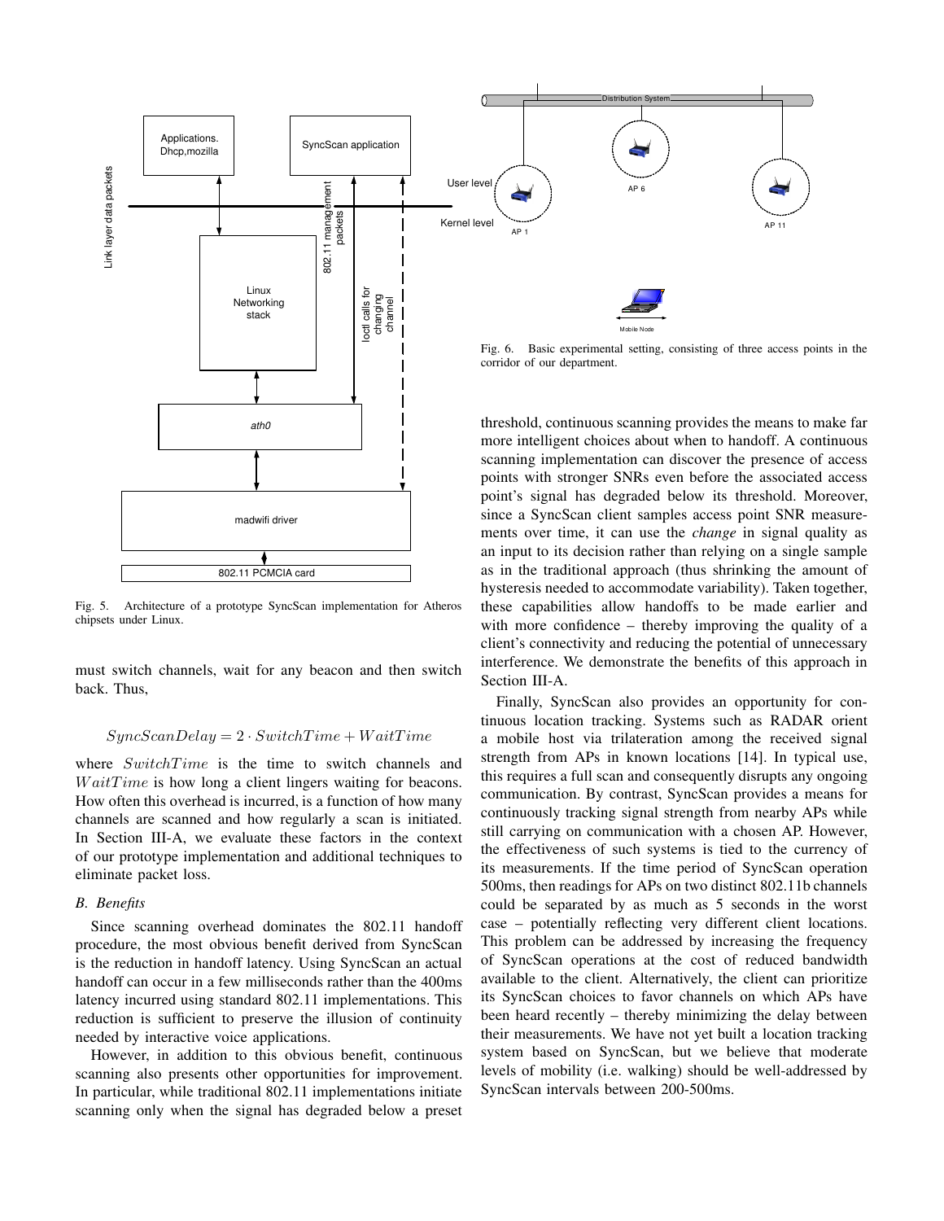Fig. 5. Architecture of a prototype SyncScan implementation for Atheros chipsets under Linux.

Fig. 6. Basic experimental setting, consisting of three access points in the corridor of our department.

must switch channels, wait for any beacon and then switch back. Thus,

$$SyncScanDelay = 2 \cdot SwitchTime + WaitTime$$

where $SwitchTime$ is the time to switch channels and $WaitTime$ is how long a client lingers waiting for beacons. How often this overhead is incurred, is a function of how many channels are scanned and how regularly a scan is initiated. In Section III-A, we evaluate these factors in the context of our prototype implementation and additional techniques to eliminate packet loss.

### B. Benefits

Since scanning overhead dominates the 802.11 handoff procedure, the most obvious benefit derived from SyncScan is the reduction in handoff latency. Using SyncScan an actual handoff can occur in a few milliseconds rather than the 400ms latency incurred using standard 802.11 implementations. This reduction is sufficient to preserve the illusion of continuity needed by interactive voice applications.

However, in addition to this obvious benefit, continuous scanning also presents other opportunities for improvement. In particular, while traditional 802.11 implementations initiate scanning only when the signal has degraded below a preset threshold, continuous scanning provides the means to make far more intelligent choices about when to handoff. A continuous scanning implementation can discover the presence of access points with stronger SNRs even before the associated access point's signal has degraded below its threshold. Moreover, since a SyncScan client samples access point SNR measurements over time, it can use the *change* in signal quality as an input to its decision rather than relying on a single sample as in the traditional approach (thus shrinking the amount of hysteresis needed to accommodate variability). Taken together, these capabilities allow handoffs to be made earlier and with more confidence – thereby improving the quality of a client's connectivity and reducing the potential of unnecessary interference. We demonstrate the benefits of this approach in Section III-A.

Finally, SyncScan also provides an opportunity for continuous location tracking. Systems such as RADAR orient a mobile host via trilateration among the received signal strength from APs in known locations [14]. In typical use, this requires a full scan and consequently disrupts any ongoing communication. By contrast, SyncScan provides a means for continuously tracking signal strength from nearby APs while still carrying on communication with a chosen AP. However, the effectiveness of such systems is tied to the currency of its measurements. If the time period of SyncScan operation 500ms, then readings for APs on two distinct 802.11b channels could be separated by as much as 5 seconds in the worst case – potentially reflecting very different client locations. This problem can be addressed by increasing the frequency of SyncScan operations at the cost of reduced bandwidth available to the client. Alternatively, the client can prioritize its SyncScan choices to favor channels on which APs have been heard recently – thereby minimizing the delay between their measurements. We have not yet built a location tracking system based on SyncScan, but we believe that moderate levels of mobility (i.e. walking) should be well-addressed by SyncScan intervals between 200-500ms.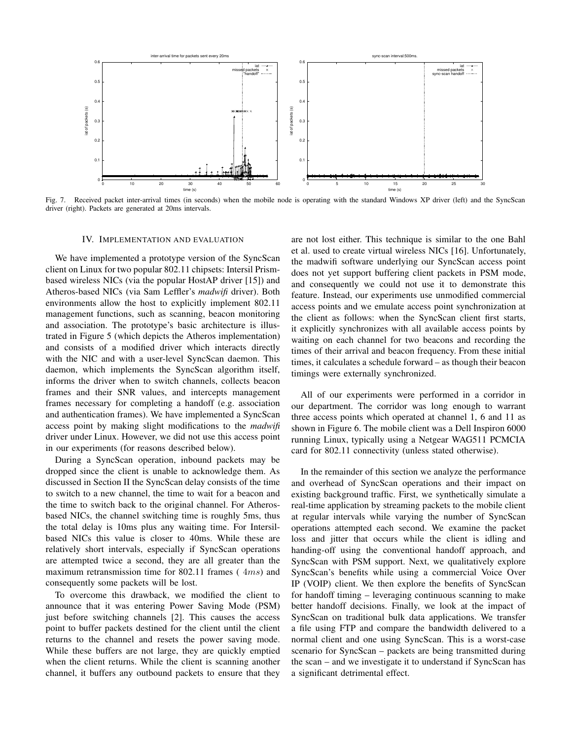Fig. 7. Received packet inter-arrival times (in seconds) when the mobile node is operating with the standard Windows XP driver (left) and the SyncScan driver (right). Packets are generated at 20ms intervals.

## IV. IMPLEMENTATION AND EVALUATION

We have implemented a prototype version of the SyncScan client on Linux for two popular 802.11 chipsets: Intersil Prism-based wireless NICs (via the popular HostAP driver [15]) and Atheros-based NICs (via Sam Leffler's *madwifi* driver). Both environments allow the host to explicitly implement 802.11 management functions, such as scanning, beacon monitoring and association. The prototype's basic architecture is illustrated in Figure 5 (which depicts the Atheros implementation) and consists of a modified driver which interacts directly with the NIC and with a user-level SyncScan daemon. This daemon, which implements the SyncScan algorithm itself, informs the driver when to switch channels, collects beacon frames and their SNR values, and intercepts management frames necessary for completing a handoff (e.g. association and authentication frames). We have implemented a SyncScan access point by making slight modifications to the *madwifi* driver under Linux. However, we did not use this access point in our experiments (for reasons described below).

During a SyncScan operation, inbound packets may be dropped since the client is unable to acknowledge them. As discussed in Section II the SyncScan delay consists of the time to switch to a new channel, the time to wait for a beacon and the time to switch back to the original channel. For Atheros-based NICs, the channel switching time is roughly 5ms, thus the total delay is 10ms plus any waiting time. For Intersil-based NICs this value is closer to 40ms. While these are relatively short intervals, especially if SyncScan operations are attempted twice a second, they are all greater than the maximum retransmission time for 802.11 frames ( $4ms$) and consequently some packets will be lost.

To overcome this drawback, we modified the client to announce that it was entering Power Saving Mode (PSM) just before switching channels [2]. This causes the access point to buffer packets destined for the client until the client returns to the channel and resets the power saving mode. While these buffers are not large, they are quickly emptied when the client returns. While the client is scanning another channel, it buffers any outbound packets to ensure that they are not lost either. This technique is similar to the one Bahl et al. used to create virtual wireless NICs [16]. Unfortunately, the madwifi software underlying our SyncScan access point does not yet support buffering client packets in PSM mode, and consequently we could not use it to demonstrate this feature. Instead, our experiments use unmodified commercial access points and we emulate access point synchronization at the client as follows: when the SyncScan client first starts, it explicitly synchronizes with all available access points by waiting on each channel for two beacons and recording the times of their arrival and beacon frequency. From these initial times, it calculates a schedule forward – as though their beacon timings were externally synchronized.

All of our experiments were performed in a corridor in our department. The corridor was long enough to warrant three access points which operated at channel 1, 6 and 11 as shown in Figure 6. The mobile client was a Dell Inspiron 6000 running Linux, typically using a Netgear WAG511 PCMCIA card for 802.11 connectivity (unless stated otherwise).

In the remainder of this section we analyze the performance and overhead of SyncScan operations and their impact on existing background traffic. First, we synthetically simulate a real-time application by streaming packets to the mobile client at regular intervals while varying the number of SyncScan operations attempted each second. We examine the packet loss and jitter that occurs while the client is idling and handing-off using the conventional handoff approach, and SyncScan with PSM support. Next, we qualitatively explore SyncScan's benefits while using a commercial Voice Over IP (VOIP) client. We then explore the benefits of SyncScan for handoff timing – leveraging continuous scanning to make better handoff decisions. Finally, we look at the impact of SyncScan on traditional bulk data applications. We transfer a file using FTP and compare the bandwidth delivered to a normal client and one using SyncScan. This is a worst-case scenario for SyncScan – packets are being transmitted during the scan – and we investigate it to understand if SyncScan has a significant detrimental effect.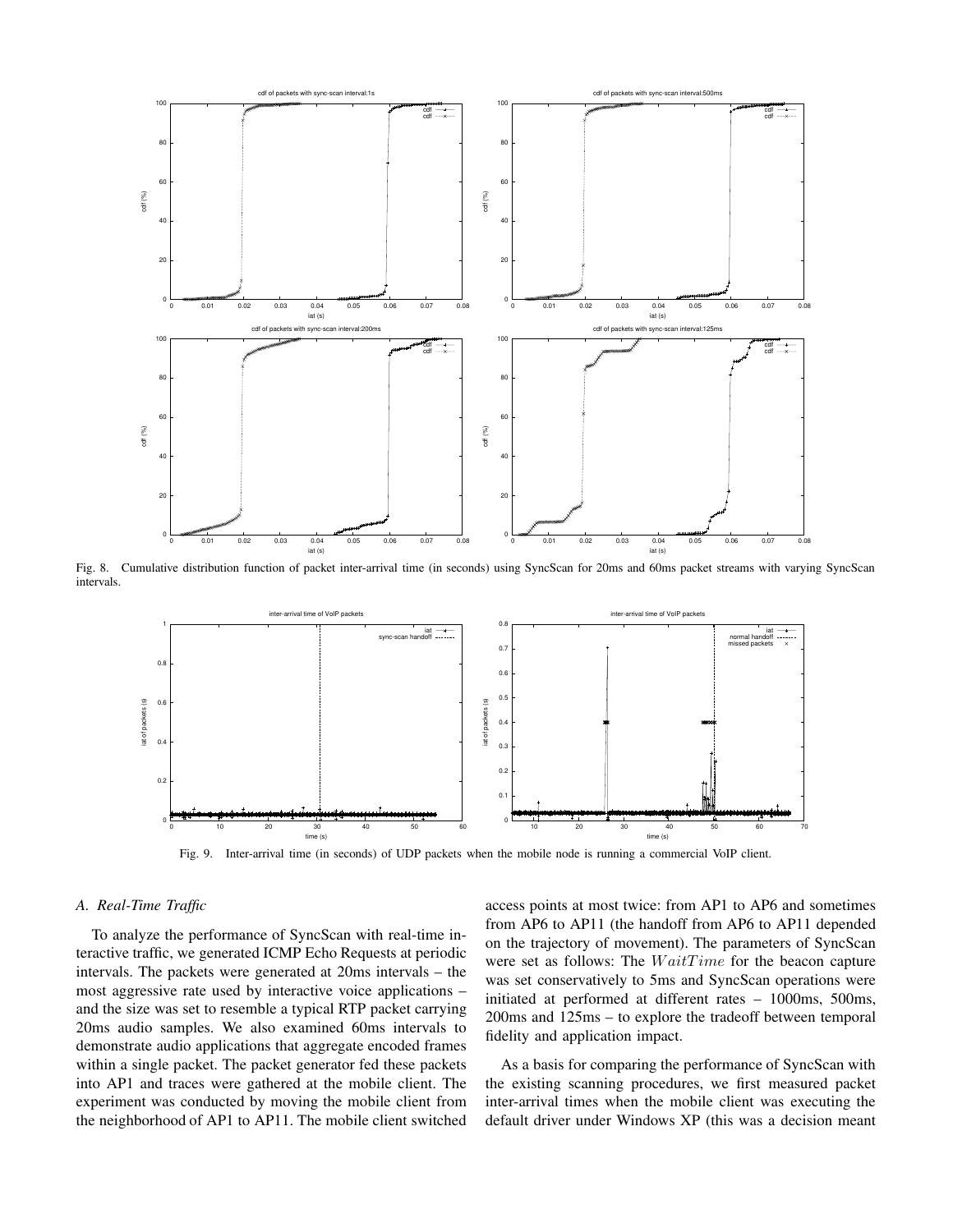Fig. 8. Cumulative distribution function of packet inter-arrival time (in seconds) using SyncScan for 20ms and 60ms packet streams with varying SyncScan intervals.

Fig. 9. Inter-arrival time (in seconds) of UDP packets when the mobile node is running a commercial VoIP client.

### A. Real-Time Traffic

To analyze the performance of SyncScan with real-time interactive traffic, we generated ICMP Echo Requests at periodic intervals. The packets were generated at 20ms intervals – the most aggressive rate used by interactive voice applications – and the size was set to resemble a typical RTP packet carrying 20ms audio samples. We also examined 60ms intervals to demonstrate audio applications that aggregate encoded frames within a single packet. The packet generator fed these packets into AP1 and traces were gathered at the mobile client. The experiment was conducted by moving the mobile client from the neighborhood of AP1 to AP11. The mobile client switched access points at most twice: from AP1 to AP6 and sometimes from AP6 to AP11 (the handoff from AP6 to AP11 depended on the trajectory of movement). The parameters of SyncScan were set as follows: The $WaitTime$ for the beacon capture was set conservatively to 5ms and SyncScan operations were initiated at performed at different rates – 1000ms, 500ms, 200ms and 125ms – to explore the tradeoff between temporal fidelity and application impact.

As a basis for comparing the performance of SyncScan with the existing scanning procedures, we first measured packet inter-arrival times when the mobile client was executing the default driver under Windows XP (this was a decision meant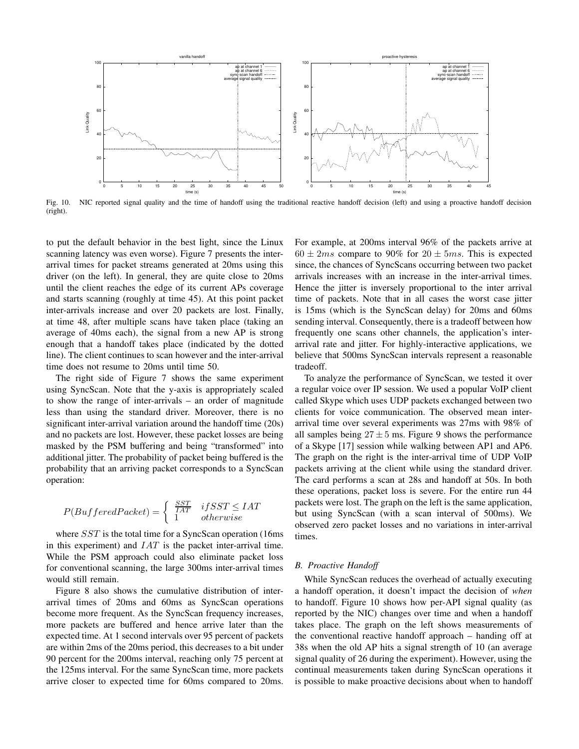Fig. 10. NIC reported signal quality and the time of handoff using the traditional reactive handoff decision (left) and using a proactive handoff decision (right).

to put the default behavior in the best light, since the Linux scanning latency was even worse). Figure 7 presents the inter-arrival times for packet streams generated at 20ms using this driver (on the left). In general, they are quite close to 20ms until the client reaches the edge of its current APs coverage and starts scanning (roughly at time 45). At this point packet inter-arrivals increase and over 20 packets are lost. Finally, at time 48, after multiple scans have taken place (taking an average of 40ms each), the signal from a new AP is strong enough that a handoff takes place (indicated by the dotted line). The client continues to scan however and the inter-arrival time does not resume to 20ms until time 50.

The right side of Figure 7 shows the same experiment using SyncScan. Note that the y-axis is appropriately scaled to show the range of inter-arrivals – an order of magnitude less than using the standard driver. Moreover, there is no significant inter-arrival variation around the handoff time (20s) and no packets are lost. However, these packet losses are being masked by the PSM buffering and being "transformed" into additional jitter. The probability of packet being buffered is the probability that an arriving packet corresponds to a SyncScan operation:

$$P(BufferedPacket) = \begin{cases} \frac{SST}{IAT} & if SST \leq IAT \\ 1 & otherwise \end{cases}$$

where $SST$ is the total time for a SyncScan operation (16ms in this experiment) and $IAT$ is the packet inter-arrival time. While the PSM approach could also eliminate packet loss for conventional scanning, the large 300ms inter-arrival times would still remain.

Figure 8 also shows the cumulative distribution of inter-arrival times of 20ms and 60ms as SyncScan operations become more frequent. As the SyncScan frequency increases, more packets are buffered and hence arrive later than the expected time. At 1 second intervals over 95 percent of packets are within 2ms of the 20ms period, this decreases to a bit under 90 percent for the 200ms interval, reaching only 75 percent at the 125ms interval. For the same SyncScan time, more packets arrive closer to expected time for 60ms compared to 20ms. For example, at 200ms interval 96% of the packets arrive at $60 \pm 2ms$ compare to 90% for $20 \pm 5ms$. This is expected since, the chances of SyncScans occurring between two packet arrivals increases with an increase in the inter-arrival times. Hence the jitter is inversely proportional to the inter arrival time of packets. Note that in all cases the worst case jitter is 15ms (which is the SyncScan delay) for 20ms and 60ms sending interval. Consequently, there is a tradeoff between how frequently one scans other channels, the application's inter-arrival rate and jitter. For highly-interactive applications, we believe that 500ms SyncScan intervals represent a reasonable tradeoff.

To analyze the performance of SyncScan, we tested it over a regular voice over IP session. We used a popular VoIP client called Skype which uses UDP packets exchanged between two clients for voice communication. The observed mean inter-arrival time over several experiments was 27ms with 98% of all samples being $27 \pm 5$ ms. Figure 9 shows the performance of a Skype [17] session while walking between AP1 and AP6. The graph on the right is the inter-arrival time of UDP VoIP packets arriving at the client while using the standard driver. The card performs a scan at 28s and handoff at 50s. In both these operations, packet loss is severe. For the entire run 44 packets were lost. The graph on the left is the same application, but using SyncScan (with a scan interval of 500ms). We observed zero packet losses and no variations in inter-arrival times.

### B. Proactive Handoff

While SyncScan reduces the overhead of actually executing a handoff operation, it doesn't impact the decision of *when* to handoff. Figure 10 shows how per-API signal quality (as reported by the NIC) changes over time and when a handoff takes place. The graph on the left shows measurements of the conventional reactive handoff approach – handing off at 38s when the old AP hits a signal strength of 10 (an average signal quality of 26 during the experiment). However, using the continual measurements taken during SyncScan operations it is possible to make proactive decisions about when to handoff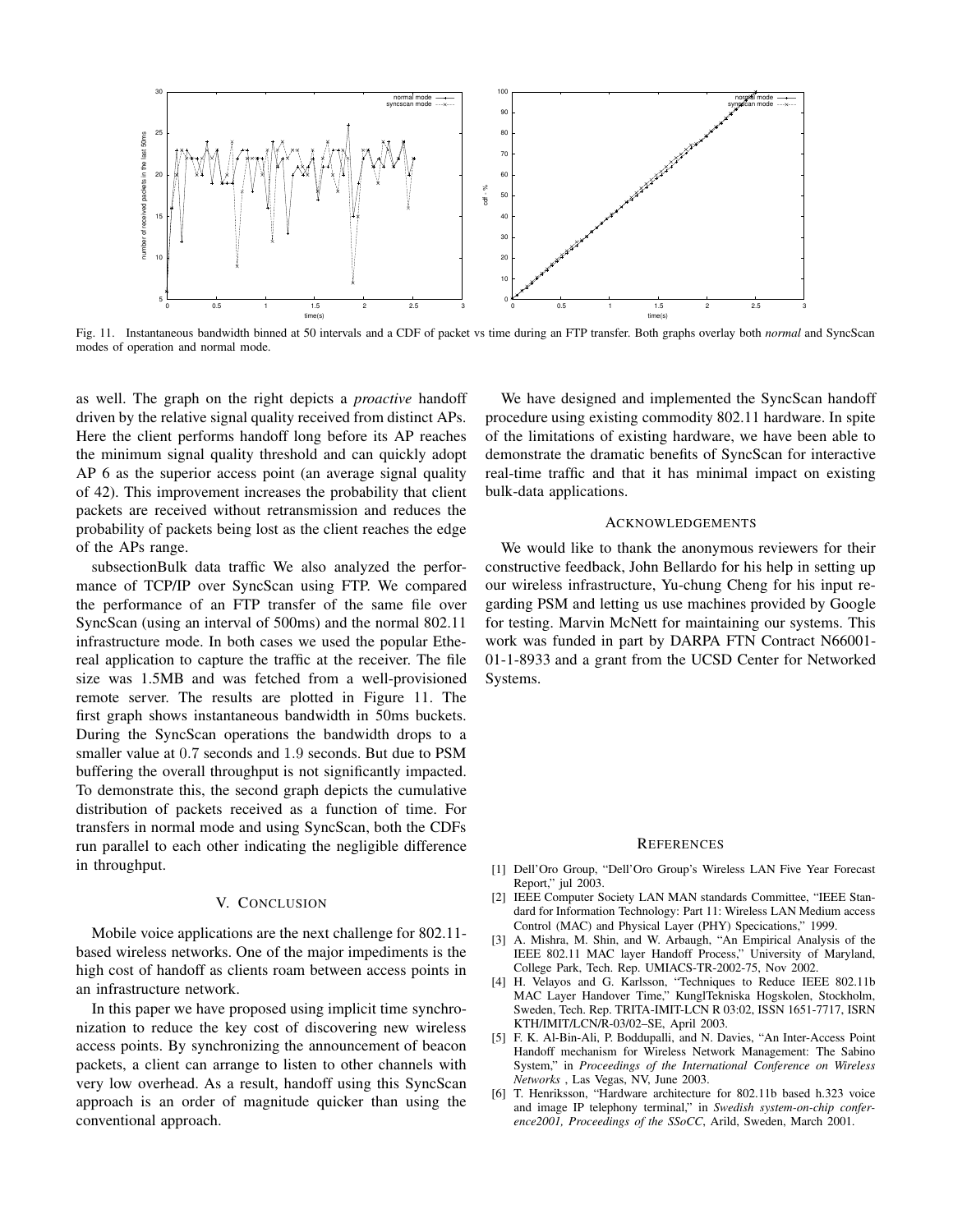Fig. 11. Instantaneous bandwidth binned at 50 intervals and a CDF of packet vs time during an FTP transfer. Both graphs overlay both *normal* and SyncScan modes of operation and normal mode.

as well. The graph on the right depicts a *proactive* handoff driven by the relative signal quality received from distinct APs. Here the client performs handoff long before its AP reaches the minimum signal quality threshold and can quickly adopt AP 6 as the superior access point (an average signal quality of 42). This improvement increases the probability that client packets are received without retransmission and reduces the probability of packets being lost as the client reaches the edge of the APs range.

subsectionBulk data traffic We also analyzed the performance of TCP/IP over SyncScan using FTP. We compared the performance of an FTP transfer of the same file over SyncScan (using an interval of 500ms) and the normal 802.11 infrastructure mode. In both cases we used the popular Ethereal application to capture the traffic at the receiver. The file size was 1.5MB and was fetched from a well-provisioned remote server. The results are plotted in Figure 11. The first graph shows instantaneous bandwidth in 50ms buckets. During the SyncScan operations the bandwidth drops to a smaller value at 0.7 seconds and 1.9 seconds. But due to PSM buffering the overall throughput is not significantly impacted. To demonstrate this, the second graph depicts the cumulative distribution of packets received as a function of time. For transfers in normal mode and using SyncScan, both the CDFs run parallel to each other indicating the negligible difference in throughput.

## V. CONCLUSION

Mobile voice applications are the next challenge for 802.11-based wireless networks. One of the major impediments is the high cost of handoff as clients roam between access points in an infrastructure network.

In this paper we have proposed using implicit time synchronization to reduce the key cost of discovering new wireless access points. By synchronizing the announcement of beacon packets, a client can arrange to listen to other channels with very low overhead. As a result, handoff using this SyncScan approach is an order of magnitude quicker than using the conventional approach.

We have designed and implemented the SyncScan handoff procedure using existing commodity 802.11 hardware. In spite of the limitations of existing hardware, we have been able to demonstrate the dramatic benefits of SyncScan for interactive real-time traffic and that it has minimal impact on existing bulk-data applications.

## ACKNOWLEDGEMENTS

We would like to thank the anonymous reviewers for their constructive feedback, John Bellardo for his help in setting up our wireless infrastructure, Yu-chung Cheng for his input regarding PSM and letting us use machines provided by Google for testing. Marvin McNett for maintaining our systems. This work was funded in part by DARPA FTN Contract N66001-01-1-8933 and a grant from the UCSD Center for Networked Systems.

## REFERENCES

[1] Dell'Oro Group, "Dell'Oro Group's Wireless LAN Five Year Forecast Report," jul 2003.

[2] IEEE Computer Society LAN MAN standards Committee, "IEEE Standard for Information Technology: Part 11: Wireless LAN Medium access Control (MAC) and Physical Layer (PHY) Specications," 1999.

[3] A. Mishra, M. Shin, and W. Arbaugh, "An Empirical Analysis of the IEEE 802.11 MAC layer Handoff Process," University of Maryland, College Park, Tech. Rep. UMIACS-TR-2002-75, Nov 2002.

[4] H. Velayos and G. Karlsson, "Techniques to Reduce IEEE 802.11b MAC Layer Handover Time," KunglTekniska Hogskolen, Stockholm, Sweden, Tech. Rep. TRITA-IMIT-LCN R 03:02, ISSN 1651-7717, ISRN KTH/IMIT/LCN/R-03/02–SE, April 2003.

[5] F. K. Al-Bin-Ali, P. Boddupalli, and N. Davies, "An Inter-Access Point Handoff mechanism for Wireless Network Management: The Sabino System," in *Proceedings of the International Conference on Wireless Networks* , Las Vegas, NV, June 2003.

[6] T. Henriksson, "Hardware architecture for 802.11b based h.323 voice and image IP telephony terminal," in *Swedish system-on-chip conference2001, Proceedings of the SSoCC*, Arild, Sweden, March 2001.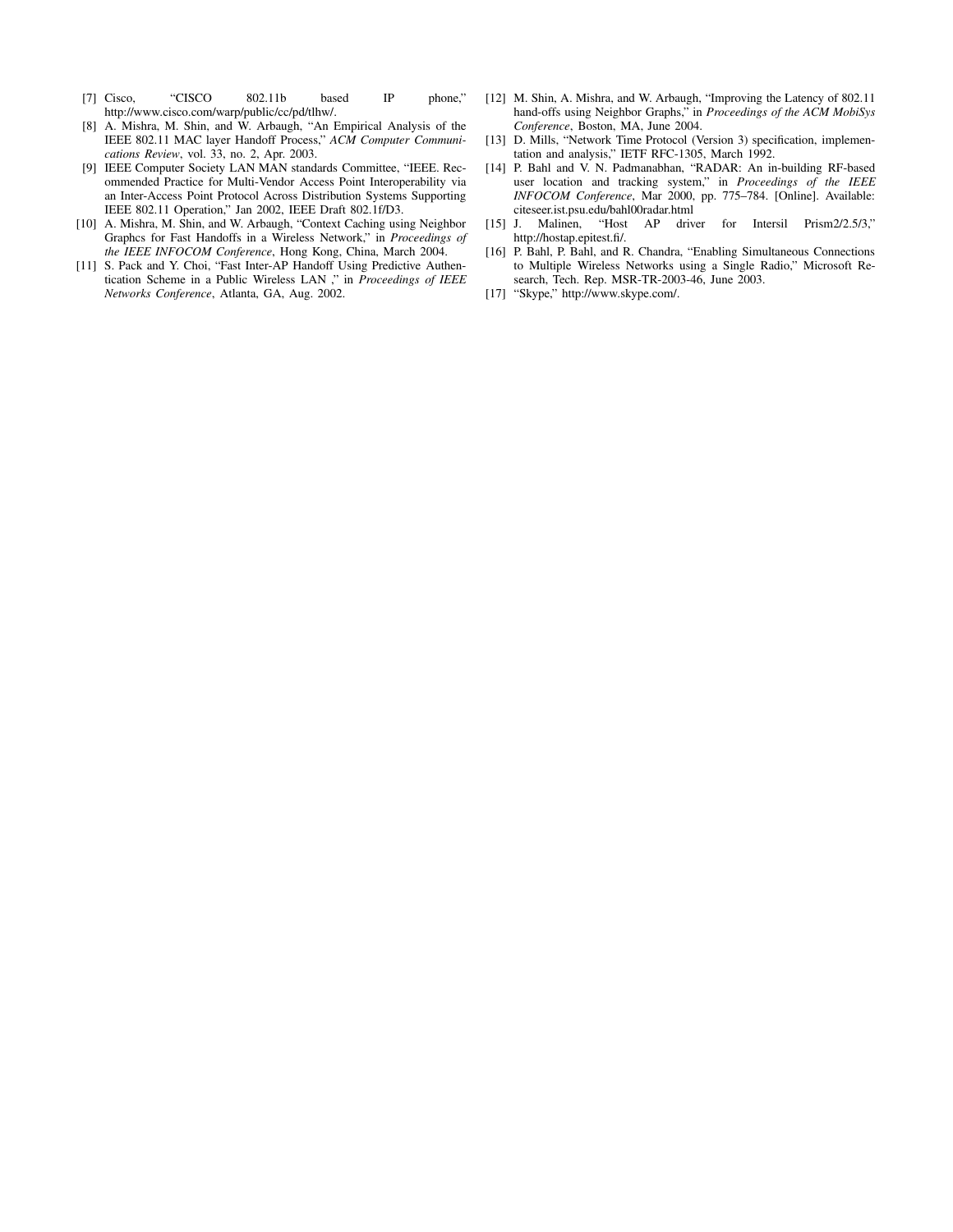[7] Cisco, "CISCO 802.11b based IP phone," http://www.cisco.com/warp/public/cc/pd/tlhw/.

[8] A. Mishra, M. Shin, and W. Arbaugh, "An Empirical Analysis of the IEEE 802.11 MAC layer Handoff Process," *ACM Computer Communications Review*, vol. 33, no. 2, Apr. 2003.

[9] IEEE Computer Society LAN MAN standards Committee, "IEEE. Recommended Practice for Multi-Vendor Access Point Interoperability via an Inter-Access Point Protocol Across Distribution Systems Supporting IEEE 802.11 Operation," Jan 2002, IEEE Draft 802.1f/D3.

[10] A. Mishra, M. Shin, and W. Arbaugh, "Context Caching using Neighbor Graphcs for Fast Handoffs in a Wireless Network," in *Proceedings of the IEEE INFOCOM Conference*, Hong Kong, China, March 2004.

[11] S. Pack and Y. Choi, "Fast Inter-AP Handoff Using Predictive Authentication Scheme in a Public Wireless LAN ," in *Proceedings of IEEE Networks Conference*, Atlanta, GA, Aug. 2002.

[12] M. Shin, A. Mishra, and W. Arbaugh, "Improving the Latency of 802.11 hand-offs using Neighbor Graphs," in *Proceedings of the ACM MobiSys Conference*, Boston, MA, June 2004.

[13] D. Mills, "Network Time Protocol (Version 3) specification, implementation and analysis," IETF RFC-1305, March 1992.

[14] P. Bahl and V. N. Padmanabhan, "RADAR: An in-building RF-based user location and tracking system," in *Proceedings of the IEEE INFOCOM Conference*, Mar 2000, pp. 775–784. [Online]. Available: citeseer.ist.psu.edu/bahl00radar.html

[15] J. Malinen, "Host AP driver for Intersil Prism2/2.5/3," http://hostap.epitest.fi/.

[16] P. Bahl, P. Bahl, and R. Chandra, "Enabling Simultaneous Connections to Multiple Wireless Networks using a Single Radio," Microsoft Research, Tech. Rep. MSR-TR-2003-46, June 2003.

[17] "Skype," http://www.skype.com/.